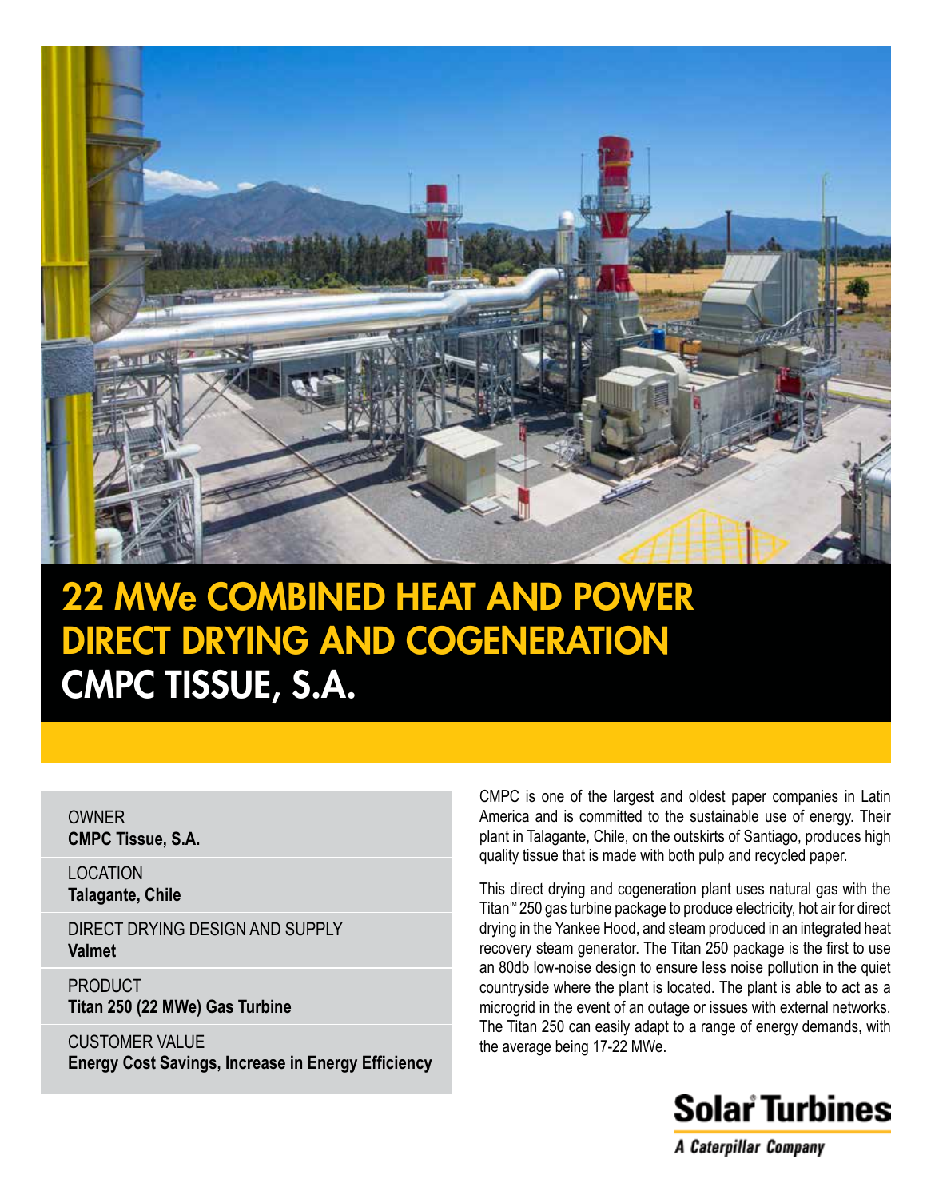# 22 MWe COMBINED HEAT AND POWER DIRECT DRYING AND COGENERATION

## CMPC TISSUE, S.A.

OWNER
**CMPC Tissue, S.A.**

LOCATION
**Talagante, Chile**

DIRECT DRYING DESIGN AND SUPPLY
**Valmet**

PRODUCT
**Titan 250 (22 MWe) Gas Turbine**

CUSTOMER VALUE
**Energy Cost Savings, Increase in Energy Efficiency**

CMPC is one of the largest and oldest paper companies in Latin America and is committed to the sustainable use of energy. Their plant in Talagante, Chile, on the outskirts of Santiago, produces high quality tissue that is made with both pulp and recycled paper.

This direct drying and cogeneration plant uses natural gas with the Titan™ 250 gas turbine package to produce electricity, hot air for direct drying in the Yankee Hood, and steam produced in an integrated heat recovery steam generator. The Titan 250 package is the first to use an 80db low-noise design to ensure less noise pollution in the quiet countryside where the plant is located. The plant is able to act as a microgrid in the event of an outage or issues with external networks. The Titan 250 can easily adapt to a range of energy demands, with the average being 17-22 MWe.

Solar Turbines
A Caterpillar Company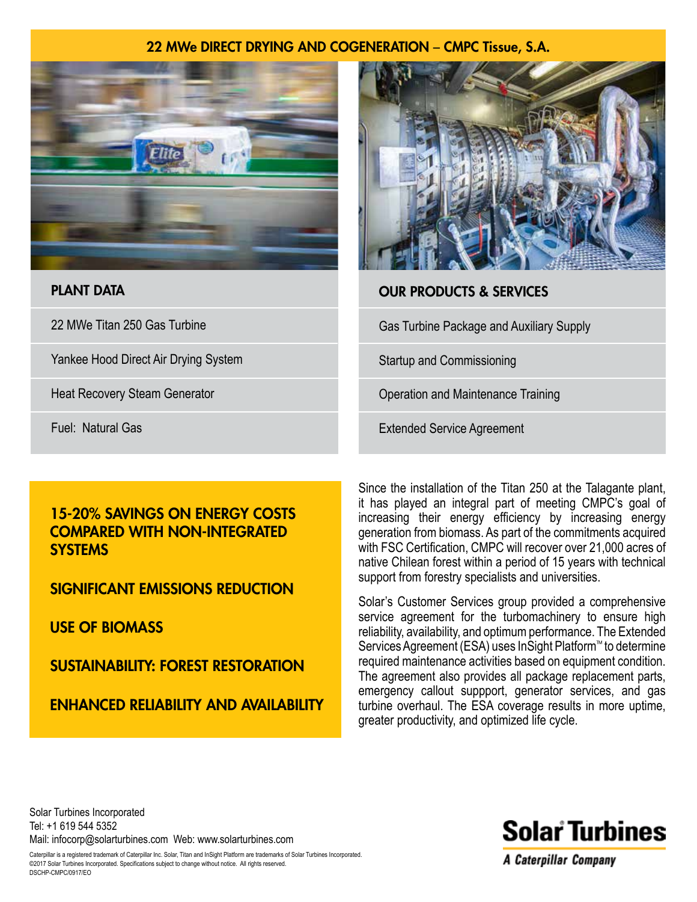# 22 MWe DIRECT DRYING AND COGENERATION – CMPC Tissue, S.A.

## PLANT DATA

- 22 MWe Titan 250 Gas Turbine
- Yankee Hood Direct Air Drying System
- Heat Recovery Steam Generator
- Fuel: Natural Gas

## OUR PRODUCTS & SERVICES

- Gas Turbine Package and Auxiliary Supply
- Startup and Commissioning
- Operation and Maintenance Training
- Extended Service Agreement

**15-20% SAVINGS ON ENERGY COSTS COMPARED WITH NON-INTEGRATED SYSTEMS**

**SIGNIFICANT EMISSIONS REDUCTION**

**USE OF BIOMASS**

**SUSTAINABILITY: FOREST RESTORATION**

**ENHANCED RELIABILITY AND AVAILABILITY**

Since the installation of the Titan 250 at the Talagante plant, it has played an integral part of meeting CMPC's goal of increasing their energy efficiency by increasing energy generation from biomass. As part of the commitments acquired with FSC Certification, CMPC will recover over 21,000 acres of native Chilean forest within a period of 15 years with technical support from forestry specialists and universities.

Solar's Customer Services group provided a comprehensive service agreement for the turbomachinery to ensure high reliability, availability, and optimum performance. The Extended Services Agreement (ESA) uses InSight Platform™ to determine required maintenance activities based on equipment condition. The agreement also provides all package replacement parts, emergency callout suppport, generator services, and gas turbine overhaul. The ESA coverage results in more uptime, greater productivity, and optimized life cycle.

Solar Turbines Incorporated
Tel: +1 619 544 5352
Mail: infocorp@solarturbines.com Web: www.solarturbines.com

Caterpillar is a registered trademark of Caterpillar Inc. Solar, Titan and InSight Platform are trademarks of Solar Turbines Incorporated.
©2017 Solar Turbines Incorporated. Specifications subject to change without notice. All rights reserved.
DSCHP-CMPC/0917/EO

Solar Turbines
A Caterpillar Company